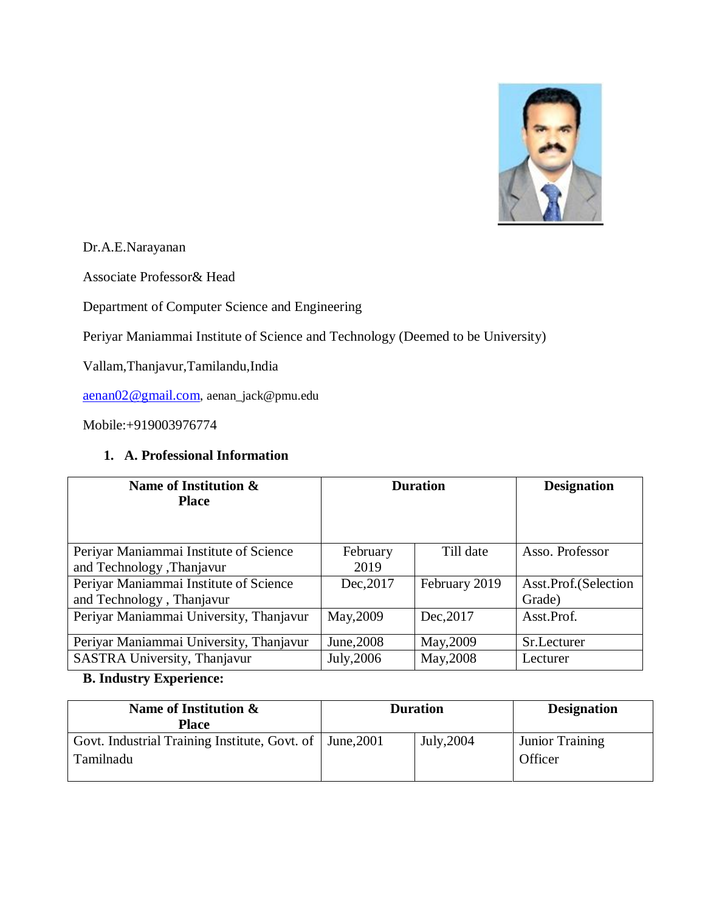Dr.A.E.Narayanan

Associate Professor& Head

Department of Computer Science and Engineering

Periyar Maniammai Institute of Science and Technology (Deemed to be University)

Vallam,Thanjavur,Tamilandu,India

aenan02@gmail.com, aenan_jack@pmu.edu

Mobile:+919003976774

## 1. A. Professional Information

| Name of Institution & Place | Duration | | Designation |
|---|---|---|---|
| Periyar Maniammai Institute of Science and Technology ,Thanjavur | February 2019 | Till date | Asso. Professor |
| Periyar Maniammai Institute of Science and Technology , Thanjavur | Dec,2017 | February 2019 | Asst.Prof.(Selection Grade) |
| Periyar Maniammai University, Thanjavur | May,2009 | Dec,2017 | Asst.Prof. |
| Periyar Maniammai University, Thanjavur | June,2008 | May,2009 | Sr.Lecturer |
| SASTRA University, Thanjavur | July,2006 | May,2008 | Lecturer |

**B. Industry Experience:**

| Name of Institution & Place | Duration | | Designation |
|---|---|---|---|
| Govt. Industrial Training Institute, Govt. of Tamilnadu | June,2001 | July,2004 | Junior Training Officer |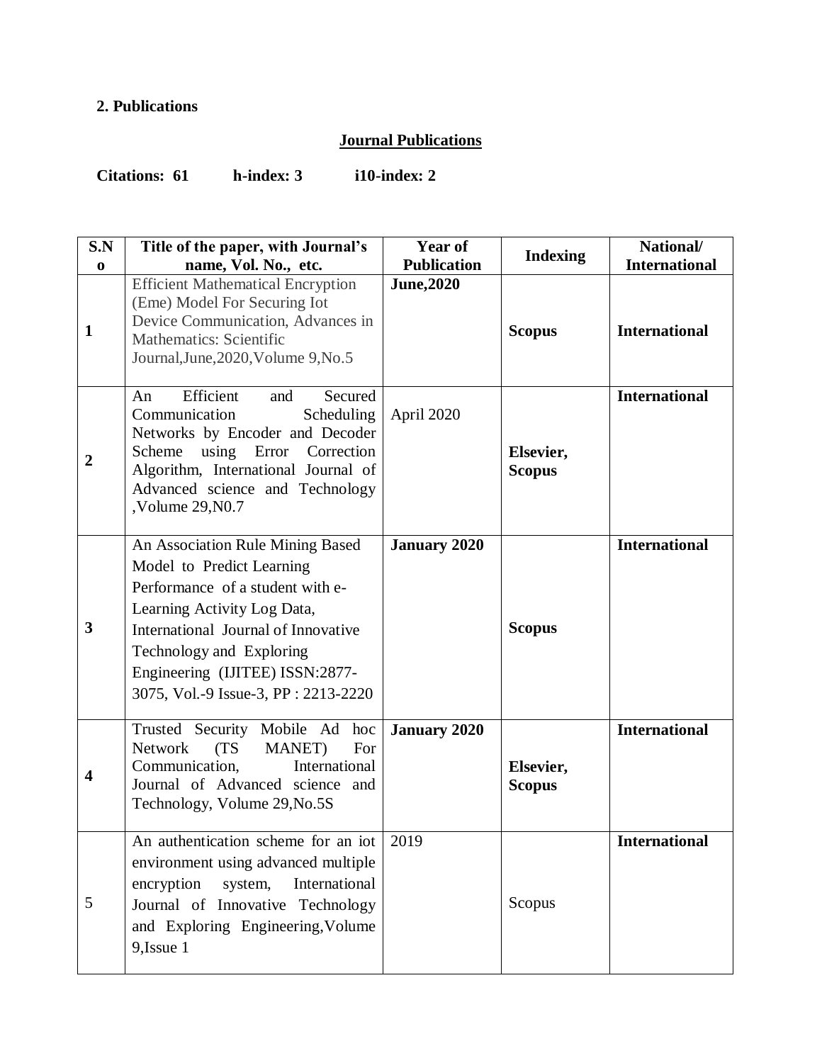**2. Publications**

## Journal Publications

**Citations: 61 h-index: 3 i10-index: 2**

| S.No | Title of the paper, with Journal's name, Vol. No., etc. | Year of Publication | Indexing | National/ International |
|---|---|---|---|---|
| **1** | Efficient Mathematical Encryption (Eme) Model For Securing Iot Device Communication, Advances in Mathematics: Scientific Journal,June,2020,Volume 9,No.5 | **June,2020** | **Scopus** | **International** |
| **2** | An Efficient and Secured Communication Scheduling Networks by Encoder and Decoder Scheme using Error Correction Algorithm, International Journal of Advanced science and Technology ,Volume 29,N0.7 | April 2020 | **Elsevier, Scopus** | **International** |
| **3** | An Association Rule Mining Based Model to Predict Learning Performance of a student with e-Learning Activity Log Data, International Journal of Innovative Technology and Exploring Engineering (IJITEE) ISSN:2877-3075, Vol.-9 Issue-3, PP : 2213-2220 | **January 2020** | **Scopus** | **International** |
| **4** | Trusted Security Mobile Ad hoc Network (TS MANET) For Communication, International Journal of Advanced science and Technology, Volume 29,No.5S | **January 2020** | **Elsevier, Scopus** | **International** |
| 5 | An authentication scheme for an iot environment using advanced multiple encryption system, International Journal of Innovative Technology and Exploring Engineering,Volume 9,Issue 1 | 2019 | Scopus | **International** |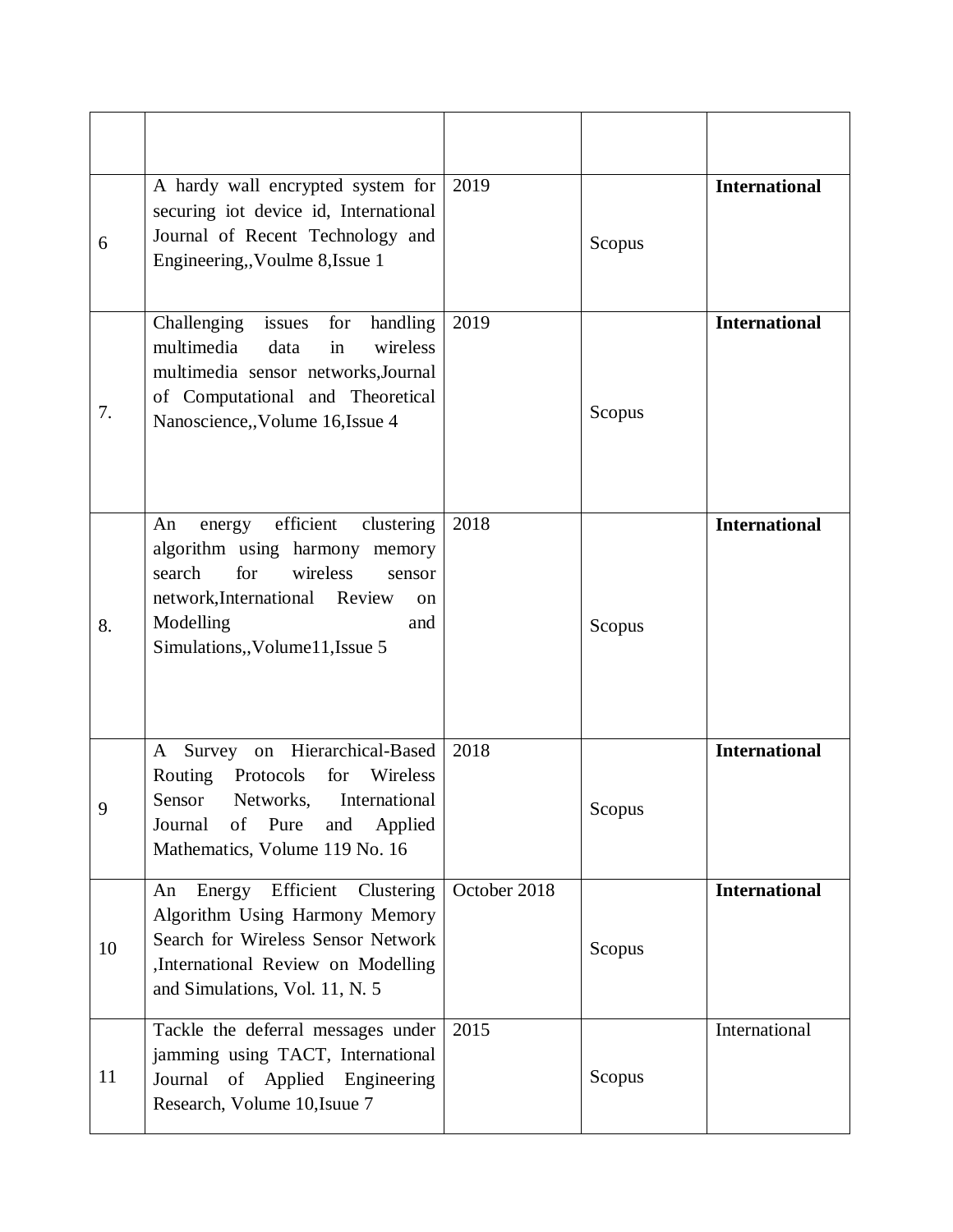|   |   |   |   |   |
|---|---|---|---|---|
| 6 | A hardy wall encrypted system for securing iot device id, International Journal of Recent Technology and Engineering,,Voulme 8,Issue 1 | 2019 | Scopus | **International** |
| 7. | Challenging issues for handling multimedia data in wireless multimedia sensor networks,Journal of Computational and Theoretical Nanoscience,,Volume 16,Issue 4 | 2019 | Scopus | **International** |
| 8. | An energy efficient clustering algorithm using harmony memory search for wireless sensor network,International Review on Modelling and Simulations,,Volume11,Issue 5 | 2018 | Scopus | **International** |
| 9 | A Survey on Hierarchical-Based Routing Protocols for Wireless Sensor Networks, International Journal of Pure and Applied Mathematics, Volume 119 No. 16 | 2018 | Scopus | **International** |
| 10 | An Energy Efficient Clustering Algorithm Using Harmony Memory Search for Wireless Sensor Network ,International Review on Modelling and Simulations, Vol. 11, N. 5 | October 2018 | Scopus | **International** |
| 11 | Tackle the deferral messages under jamming using TACT, International Journal of Applied Engineering Research, Volume 10,Isuue 7 | 2015 | Scopus | International |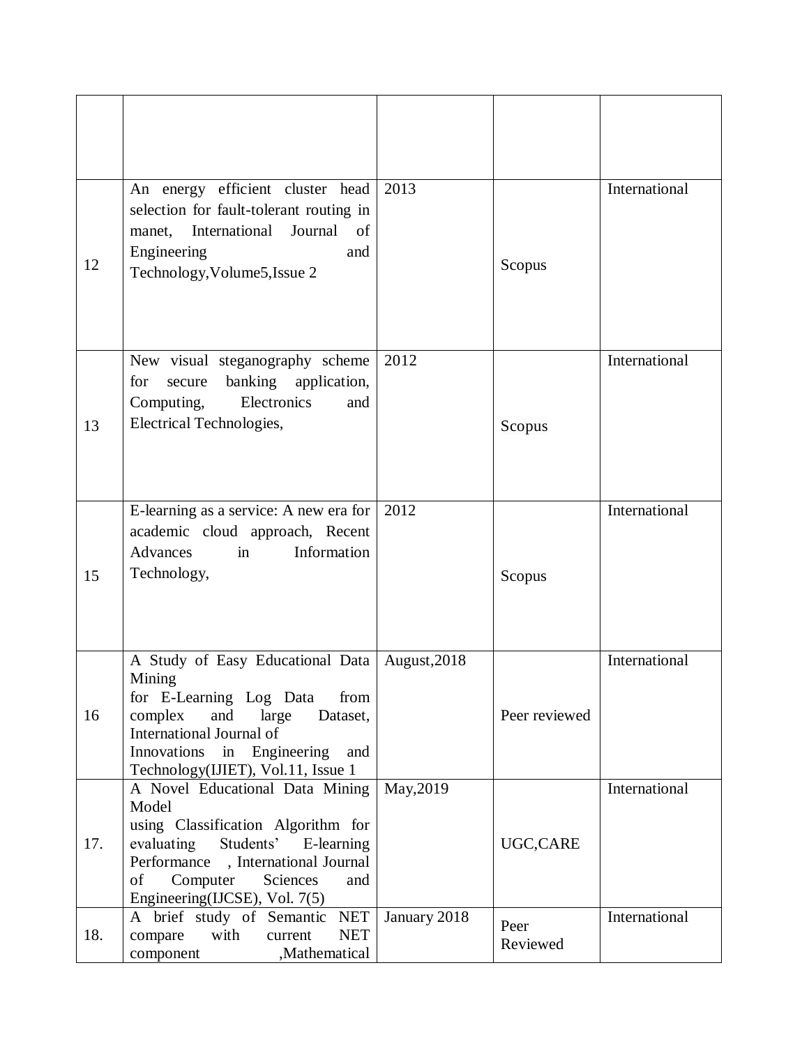| | | | | |
|---|---|---|---|---|
| | | | | |
| 12 | An energy efficient cluster head selection for fault-tolerant routing in manet, International Journal of Engineering and Technology,Volume5,Issue 2 | 2013 | Scopus | International |
| 13 | New visual steganography scheme for secure banking application, Computing, Electronics and Electrical Technologies, | 2012 | Scopus | International |
| 15 | E-learning as a service: A new era for academic cloud approach, Recent Advances in Information Technology, | 2012 | Scopus | International |
| 16 | A Study of Easy Educational Data Mining for E-Learning Log Data from complex and large Dataset, International Journal of Innovations in Engineering and Technology(IJIET), Vol.11, Issue 1 | August,2018 | Peer reviewed | International |
| 17. | A Novel Educational Data Mining Model using Classification Algorithm for evaluating Students' E-learning Performance , International Journal of Computer Sciences and Engineering(IJCSE), Vol. 7(5) | May,2019 | UGC,CARE | International |
| 18. | A brief study of Semantic NET compare with current NET component ,Mathematical | January 2018 | Peer Reviewed | International |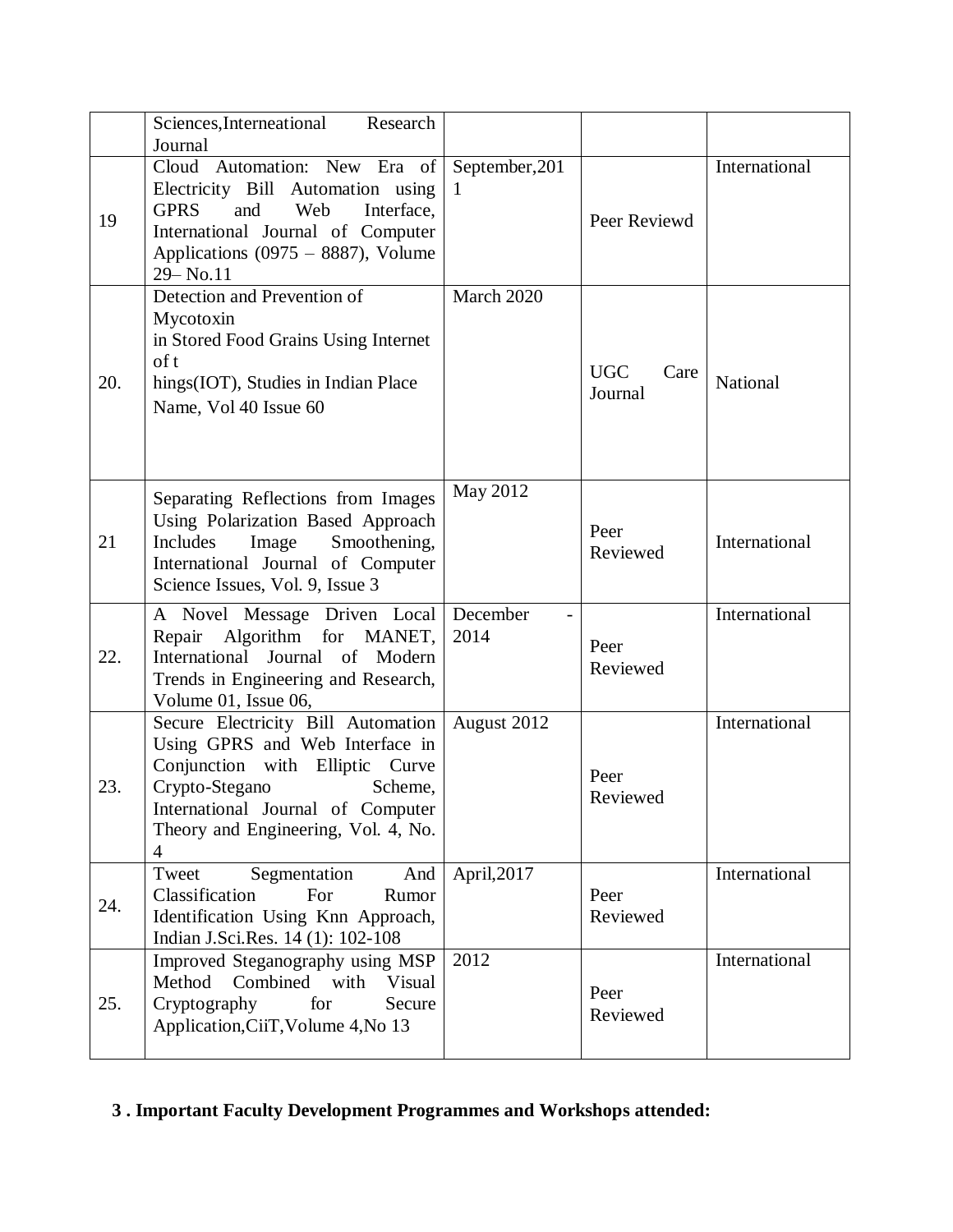| | | | | |
|---|---|---|---|---|
| | Sciences,Interneational Research Journal | | | |
| 19 | Cloud Automation: New Era of Electricity Bill Automation using GPRS and Web Interface, International Journal of Computer Applications (0975 – 8887), Volume 29– No.11 | September,2011 | Peer Reviewd | International |
| 20. | Detection and Prevention of Mycotoxin in Stored Food Grains Using Internet of t hings(IOT), Studies in Indian Place Name, Vol 40 Issue 60 | March 2020 | UGC Care Journal | National |
| 21 | Separating Reflections from Images Using Polarization Based Approach Includes Image Smoothening, International Journal of Computer Science Issues, Vol. 9, Issue 3 | May 2012 | Peer Reviewed | International |
| 22. | A Novel Message Driven Local Repair Algorithm for MANET, International Journal of Modern Trends in Engineering and Research, Volume 01, Issue 06, | December - 2014 | Peer Reviewed | International |
| 23. | Secure Electricity Bill Automation Using GPRS and Web Interface in Conjunction with Elliptic Curve Crypto-Stegano Scheme, International Journal of Computer Theory and Engineering, Vol. 4, No. 4 | August 2012 | Peer Reviewed | International |
| 24. | Tweet Segmentation And Classification For Rumor Identification Using Knn Approach, Indian J.Sci.Res. 14 (1): 102-108 | April,2017 | Peer Reviewed | International |
| 25. | Improved Steganography using MSP Method Combined with Visual Cryptography for Secure Application,CiiT,Volume 4,No 13 | 2012 | Peer Reviewed | International |

**3 . Important Faculty Development Programmes and Workshops attended:**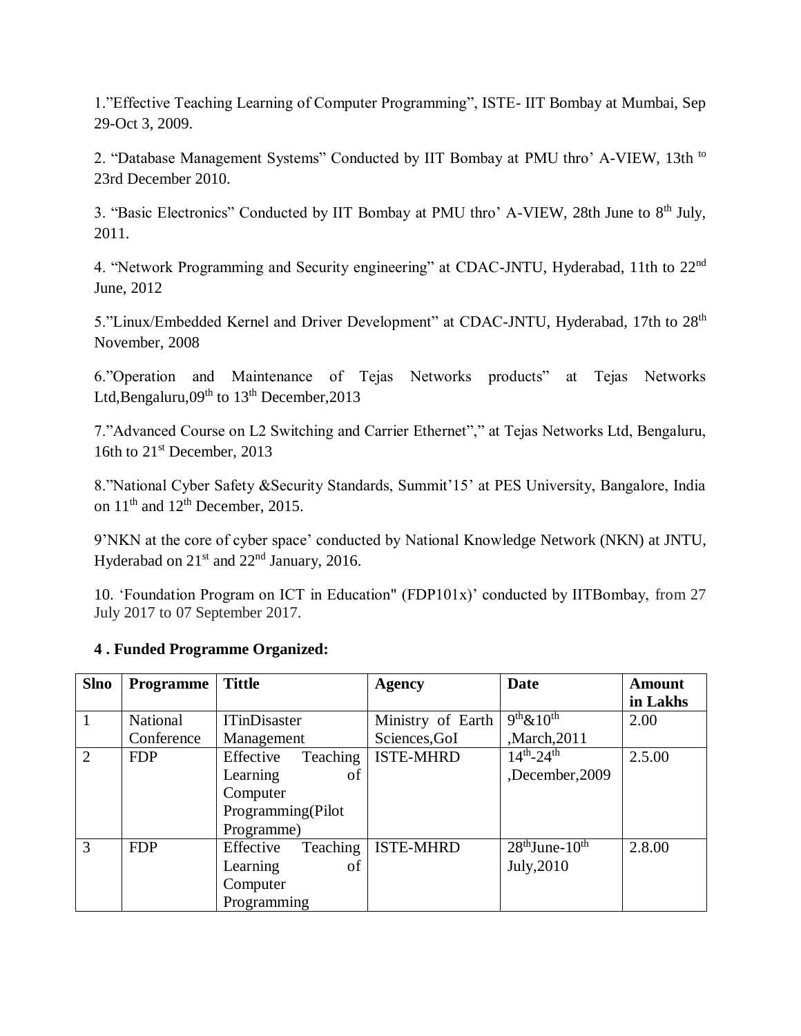1.”Effective Teaching Learning of Computer Programming”, ISTE- IIT Bombay at Mumbai, Sep 29-Oct 3, 2009.

2. “Database Management Systems” Conducted by IIT Bombay at PMU thro’ A-VIEW, 13th to 23rd December 2010.

3. “Basic Electronics” Conducted by IIT Bombay at PMU thro’ A-VIEW, 28th June to 8th July, 2011.

4. “Network Programming and Security engineering” at CDAC-JNTU, Hyderabad, 11th to 22nd June, 2012

5.”Linux/Embedded Kernel and Driver Development” at CDAC-JNTU, Hyderabad, 17th to 28th November, 2008

6.”Operation and Maintenance of Tejas Networks products” at Tejas Networks Ltd,Bengaluru,09th to 13th December,2013

7.”Advanced Course on L2 Switching and Carrier Ethernet”,” at Tejas Networks Ltd, Bengaluru, 16th to 21st December, 2013

8.”National Cyber Safety &Security Standards, Summit’15’ at PES University, Bangalore, India on 11th and 12th December, 2015.

9’NKN at the core of cyber space’ conducted by National Knowledge Network (NKN) at JNTU, Hyderabad on 21st and 22nd January, 2016.

10. ‘Foundation Program on ICT in Education" (FDP101x)’ conducted by IITBombay, from 27 July 2017 to 07 September 2017.

**4 . Funded Programme Organized:**

| Slno | Programme | Tittle | Agency | Date | Amount in Lakhs |
|---|---|---|---|---|---|
| 1 | National Conference | ITinDisaster Management | Ministry of Earth Sciences,GoI | 9th&10th ,March,2011 | 2.00 |
| 2 | FDP | Effective Teaching Learning of Computer Programming(Pilot Programme) | ISTE-MHRD | 14th-24th ,December,2009 | 2.5.00 |
| 3 | FDP | Effective Teaching Learning of Computer Programming | ISTE-MHRD | 28thJune-10th July,2010 | 2.8.00 |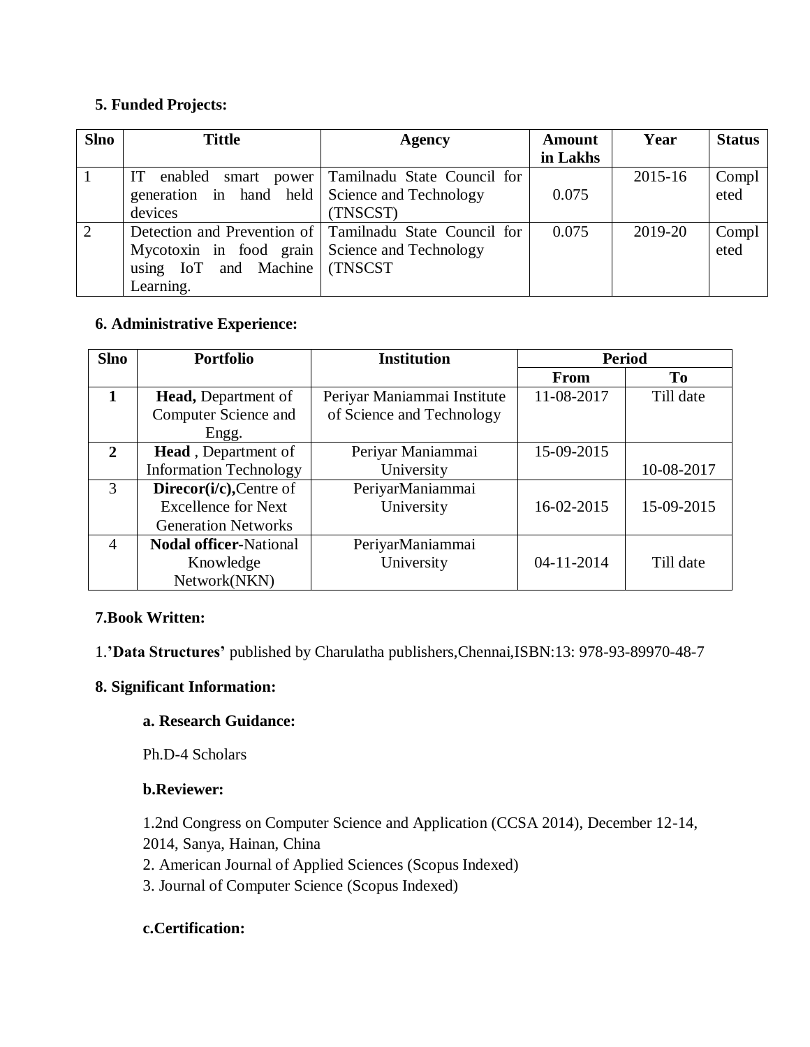**5. Funded Projects:**

| Slno | Tittle | Agency | Amount in Lakhs | Year | Status |
|---|---|---|---|---|---|
| 1 | IT enabled smart power generation in hand held devices | Tamilnadu State Council for Science and Technology (TNSCST) | 0.075 | 2015-16 | Completed |
| 2 | Detection and Prevention of Mycotoxin in food grain using IoT and Machine Learning. | Tamilnadu State Council for Science and Technology (TNSCST | 0.075 | 2019-20 | Completed |

**6. Administrative Experience:**

| Slno | Portfolio | Institution | Period | |
|---|---|---|---|---|
| | | | From | To |
| **1** | **Head,** Department of Computer Science and Engg. | Periyar Maniammai Institute of Science and Technology | 11-08-2017 | Till date |
| **2** | **Head** , Department of Information Technology | Periyar Maniammai University | 15-09-2015 | 10-08-2017 |
| 3 | **Direcor(i/c),**Centre of Excellence for Next Generation Networks | PeriyarManiammai University | 16-02-2015 | 15-09-2015 |
| 4 | **Nodal officer**-National Knowledge Network(NKN) | PeriyarManiammai University | 04-11-2014 | Till date |

**7.Book Written:**

1.**'Data Structures'** published by Charulatha publishers,Chennai,ISBN:13: 978-93-89970-48-7

**8. Significant Information:**

**a. Research Guidance:**

Ph.D-4 Scholars

**b.Reviewer:**

1.2nd Congress on Computer Science and Application (CCSA 2014), December 12-14, 2014, Sanya, Hainan, China

2. American Journal of Applied Sciences (Scopus Indexed)

3. Journal of Computer Science (Scopus Indexed)

**c.Certification:**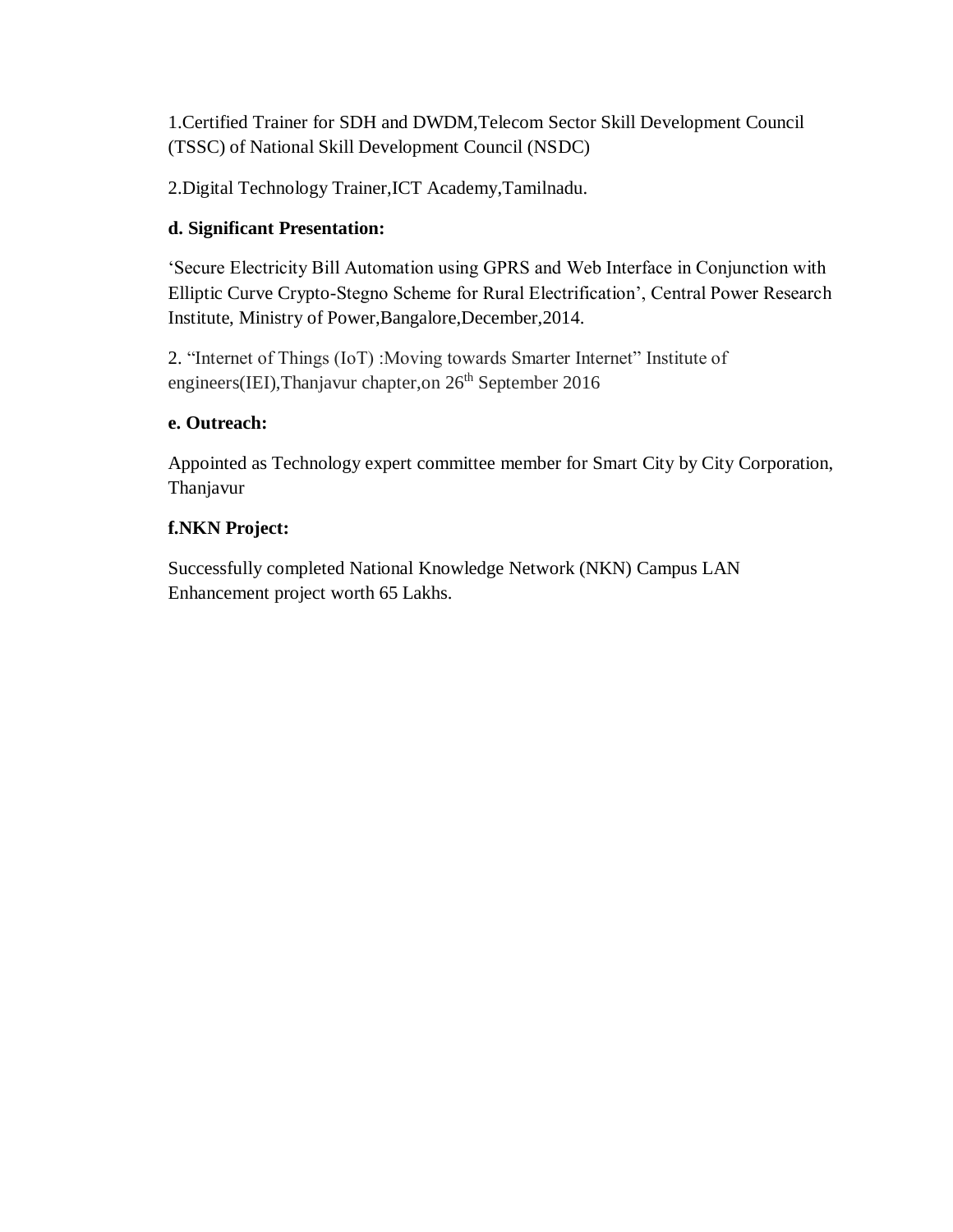1.Certified Trainer for SDH and DWDM,Telecom Sector Skill Development Council (TSSC) of National Skill Development Council (NSDC)

2.Digital Technology Trainer,ICT Academy,Tamilnadu.

**d. Significant Presentation:**

'Secure Electricity Bill Automation using GPRS and Web Interface in Conjunction with Elliptic Curve Crypto-Stegno Scheme for Rural Electrification', Central Power Research Institute, Ministry of Power,Bangalore,December,2014.

2. "Internet of Things (IoT) :Moving towards Smarter Internet" Institute of engineers(IEI),Thanjavur chapter,on 26th September 2016

**e. Outreach:**

Appointed as Technology expert committee member for Smart City by City Corporation, Thanjavur

**f.NKN Project:**

Successfully completed National Knowledge Network (NKN) Campus LAN Enhancement project worth 65 Lakhs.